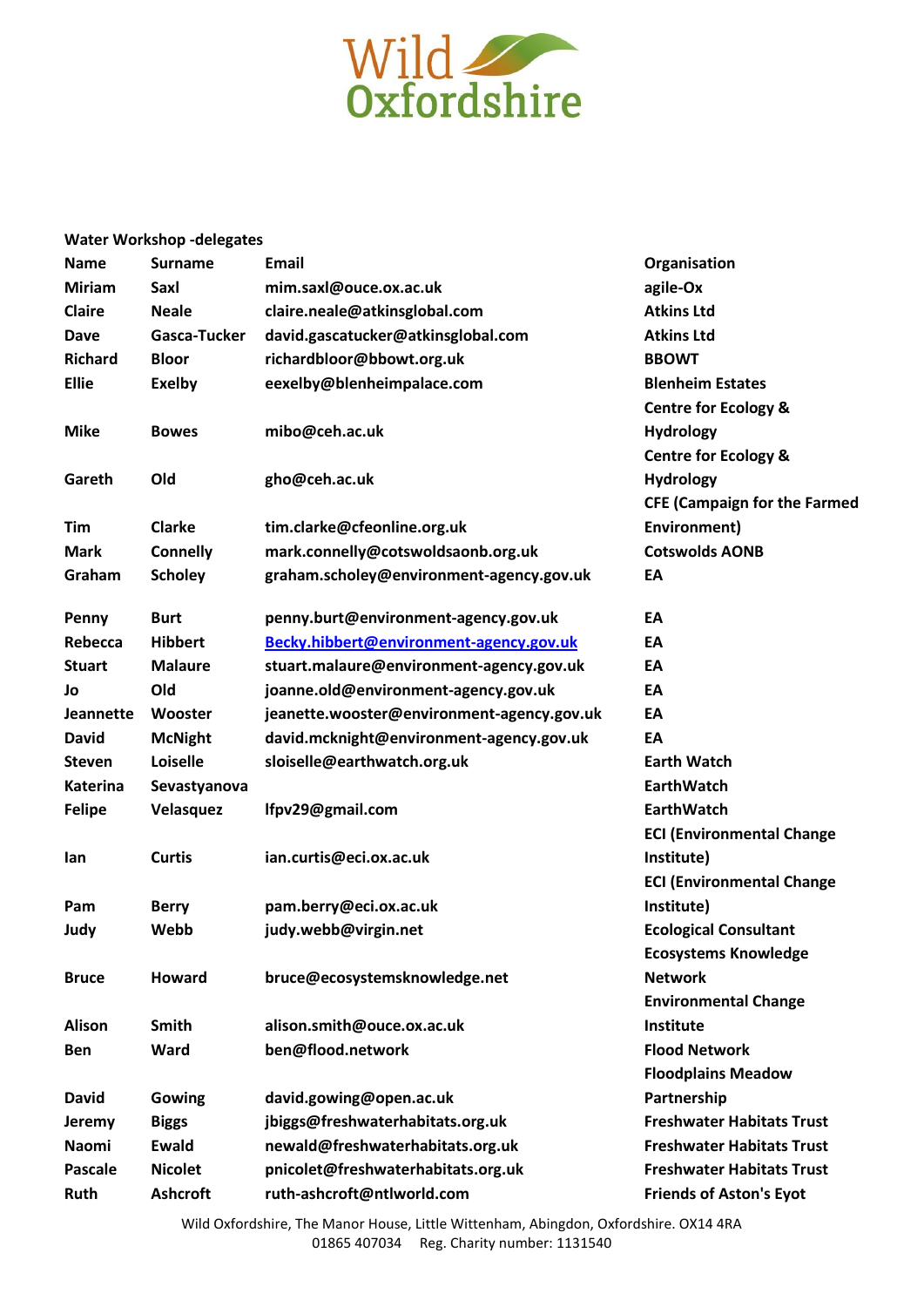# Wild Oxfordshire

**Water Workshop -delegates**

| Name | Surname | Email | Organisation |
|---|---|---|---|
| Miriam | Saxl | mim.saxl@ouce.ox.ac.uk | agile-Ox |
| Claire | Neale | claire.neale@atkinsglobal.com | Atkins Ltd |
| Dave | Gasca-Tucker | david.gascatucker@atkinsglobal.com | Atkins Ltd |
| Richard | Bloor | richardbloor@bbowt.org.uk | BBOWT |
| Ellie | Exelby | eexelby@blenheimpalace.com | Blenheim Estates |
| Mike | Bowes | mibo@ceh.ac.uk | Centre for Ecology & Hydrology |
| Gareth | Old | gho@ceh.ac.uk | Centre for Ecology & Hydrology |
| Tim | Clarke | tim.clarke@cfeonline.org.uk | CFE (Campaign for the Farmed Environment) |
| Mark | Connelly | mark.connelly@cotswoldsaonb.org.uk | Cotswolds AONB |
| Graham | Scholey | graham.scholey@environment-agency.gov.uk | EA |
| Penny | Burt | penny.burt@environment-agency.gov.uk | EA |
| Rebecca | Hibbert | Becky.hibbert@environment-agency.gov.uk | EA |
| Stuart | Malaure | stuart.malaure@environment-agency.gov.uk | EA |
| Jo | Old | joanne.old@environment-agency.gov.uk | EA |
| Jeannette | Wooster | jeanette.wooster@environment-agency.gov.uk | EA |
| David | McNight | david.mcknight@environment-agency.gov.uk | EA |
| Steven | Loiselle | sloiselle@earthwatch.org.uk | Earth Watch |
| Katerina | Sevastyanova | | EarthWatch |
| Felipe | Velasquez | lfpv29@gmail.com | EarthWatch |
| Ian | Curtis | ian.curtis@eci.ox.ac.uk | ECI (Environmental Change Institute) |
| Pam | Berry | pam.berry@eci.ox.ac.uk | ECI (Environmental Change Institute) |
| Judy | Webb | judy.webb@virgin.net | Ecological Consultant |
| Bruce | Howard | bruce@ecosystemsknowledge.net | Ecosystems Knowledge Network |
| Alison | Smith | alison.smith@ouce.ox.ac.uk | Environmental Change Institute |
| Ben | Ward | ben@flood.network | Flood Network |
| David | Gowing | david.gowing@open.ac.uk | Floodplains Meadow Partnership |
| Jeremy | Biggs | jbiggs@freshwaterhabitats.org.uk | Freshwater Habitats Trust |
| Naomi | Ewald | newald@freshwaterhabitats.org.uk | Freshwater Habitats Trust |
| Pascale | Nicolet | pnicolet@freshwaterhabitats.org.uk | Freshwater Habitats Trust |
| Ruth | Ashcroft | ruth-ashcroft@ntlworld.com | Friends of Aston's Eyot |

Wild Oxfordshire, The Manor House, Little Wittenham, Abingdon, Oxfordshire. OX14 4RA
01865 407034 Reg. Charity number: 1131540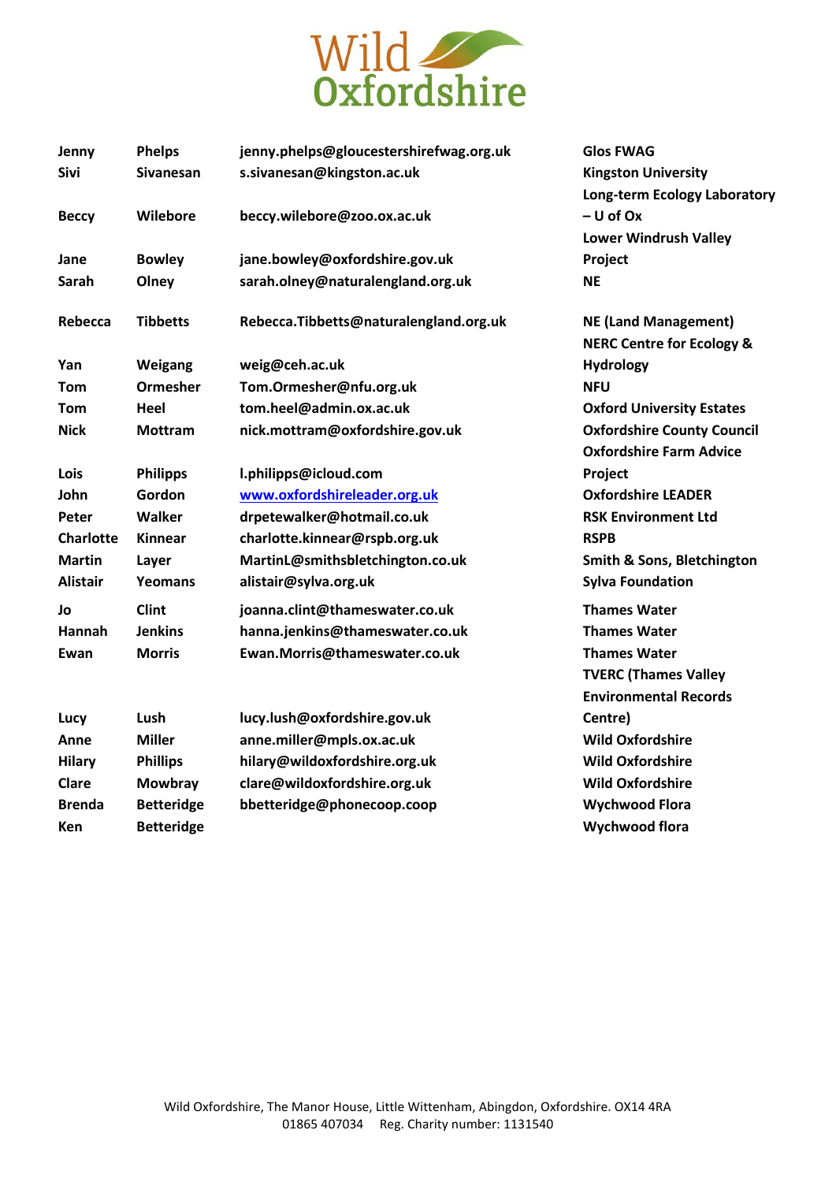# Wild Oxfordshire

| | | | |
|---|---|---|---|
| **Jenny** | **Phelps** | **jenny.phelps@gloucestershirefwag.org.uk** | **Glos FWAG** |
| **Sivi** | **Sivanesan** | **s.sivanesan@kingston.ac.uk** | **Kingston University** |
| **Beccy** | **Wilebore** | **beccy.wilebore@zoo.ox.ac.uk** | **Long-term Ecology Laboratory – U of Ox** |
| **Jane** | **Bowley** | **jane.bowley@oxfordshire.gov.uk** | **Lower Windrush Valley Project** |
| **Sarah** | **Olney** | **sarah.olney@naturalengland.org.uk** | **NE** |
| **Rebecca** | **Tibbetts** | **Rebecca.Tibbetts@naturalengland.org.uk** | **NE (Land Management)** |
| **Yan** | **Weigang** | **weig@ceh.ac.uk** | **NERC Centre for Ecology & Hydrology** |
| **Tom** | **Ormesher** | **Tom.Ormesher@nfu.org.uk** | **NFU** |
| **Tom** | **Heel** | **tom.heel@admin.ox.ac.uk** | **Oxford University Estates** |
| **Nick** | **Mottram** | **nick.mottram@oxfordshire.gov.uk** | **Oxfordshire County Council** |
| **Lois** | **Philipps** | **l.philipps@icloud.com** | **Oxfordshire Farm Advice Project** |
| **John** | **Gordon** | **www.oxfordshireleader.org.uk** | **Oxfordshire LEADER** |
| **Peter** | **Walker** | **drpetewalker@hotmail.co.uk** | **RSK Environment Ltd** |
| **Charlotte** | **Kinnear** | **charlotte.kinnear@rspb.org.uk** | **RSPB** |
| **Martin** | **Layer** | **MartinL@smithsbletchington.co.uk** | **Smith & Sons, Bletchington** |
| **Alistair** | **Yeomans** | **alistair@sylva.org.uk** | **Sylva Foundation** |
| **Jo** | **Clint** | **joanna.clint@thameswater.co.uk** | **Thames Water** |
| **Hannah** | **Jenkins** | **hanna.jenkins@thameswater.co.uk** | **Thames Water** |
| **Ewan** | **Morris** | **Ewan.Morris@thameswater.co.uk** | **Thames Water** |
| **Lucy** | **Lush** | **lucy.lush@oxfordshire.gov.uk** | **TVERC (Thames Valley Environmental Records Centre)** |
| **Anne** | **Miller** | **anne.miller@mpls.ox.ac.uk** | **Wild Oxfordshire** |
| **Hilary** | **Phillips** | **hilary@wildoxfordshire.org.uk** | **Wild Oxfordshire** |
| **Clare** | **Mowbray** | **clare@wildoxfordshire.org.uk** | **Wild Oxfordshire** |
| **Brenda** | **Betteridge** | **bbetteridge@phonecoop.coop** | **Wychwood Flora** |
| **Ken** | **Betteridge** | | **Wychwood flora** |